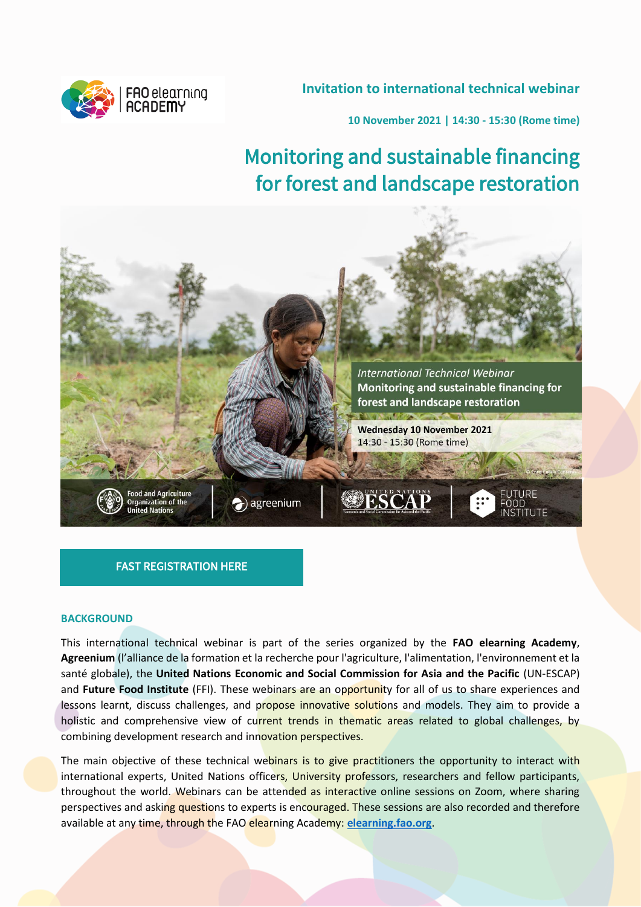Invitation to international technical webinar

10 November 2021 | 14:30 - 15:30 (Rome time)

# Monitoring and sustainable financing for forest and landscape restoration

FAST REGISTRATION HERE

## BACKGROUND

This international technical webinar is part of the series organized by the **FAO elearning Academy**, **Agreenium** (l'alliance de la formation et la recherche pour l'agriculture, l'alimentation, l'environnement et la santé globale), the **United Nations Economic and Social Commission for Asia and the Pacific** (UN-ESCAP) and **Future Food Institute** (FFI). These webinars are an opportunity for all of us to share experiences and lessons learnt, discuss challenges, and propose innovative solutions and models. They aim to provide a holistic and comprehensive view of current trends in thematic areas related to global challenges, by combining development research and innovation perspectives.

The main objective of these technical webinars is to give practitioners the opportunity to interact with international experts, United Nations officers, University professors, researchers and fellow participants, throughout the world. Webinars can be attended as interactive online sessions on Zoom, where sharing perspectives and asking questions to experts is encouraged. These sessions are also recorded and therefore available at any time, through the FAO elearning Academy: [elearning.fao.org](elearning.fao.org).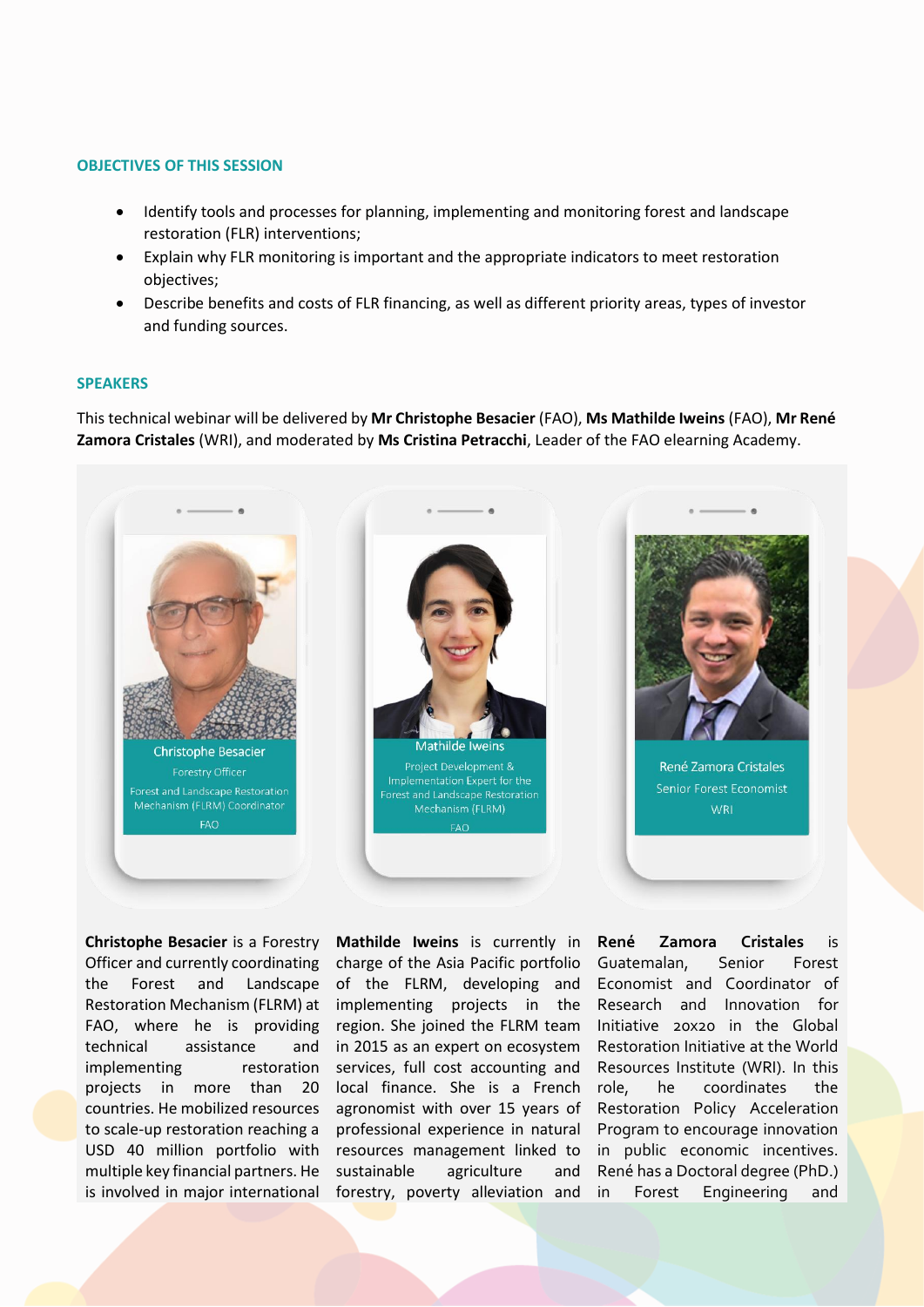## OBJECTIVES OF THIS SESSION

- Identify tools and processes for planning, implementing and monitoring forest and landscape restoration (FLR) interventions;
- Explain why FLR monitoring is important and the appropriate indicators to meet restoration objectives;
- Describe benefits and costs of FLR financing, as well as different priority areas, types of investor and funding sources.

## SPEAKERS

This technical webinar will be delivered by **Mr Christophe Besacier** (FAO), **Ms Mathilde Iweins** (FAO), **Mr René Zamora Cristales** (WRI), and moderated by **Ms Cristina Petracchi**, Leader of the FAO elearning Academy.

Christophe Besacier
Forestry Officer
Forest and Landscape Restoration Mechanism (FLRM) Coordinator
FAO

Mathilde Iweins
Project Development & Implementation Expert for the Forest and Landscape Restoration Mechanism (FLRM)
FAO

René Zamora Cristales
Senior Forest Economist
WRI

**Christophe Besacier** is a Forestry Officer and currently coordinating the Forest and Landscape Restoration Mechanism (FLRM) at FAO, where he is providing technical assistance and implementing restoration projects in more than 20 countries. He mobilized resources to scale-up restoration reaching a USD 40 million portfolio with multiple key financial partners. He is involved in major international

**Mathilde Iweins** is currently in charge of the Asia Pacific portfolio of the FLRM, developing and implementing projects in the region. She joined the FLRM team in 2015 as an expert on ecosystem services, full cost accounting and local finance. She is a French agronomist with over 15 years of professional experience in natural resources management linked to sustainable agriculture and forestry, poverty alleviation and

**René Zamora Cristales** is Guatemalan, Senior Forest Economist and Coordinator of Research and Innovation for Initiative 20x20 in the Global Restoration Initiative at the World Resources Institute (WRI). In this role, he coordinates the Restoration Policy Acceleration Program to encourage innovation in public economic incentives. René has a Doctoral degree (PhD.) in Forest Engineering and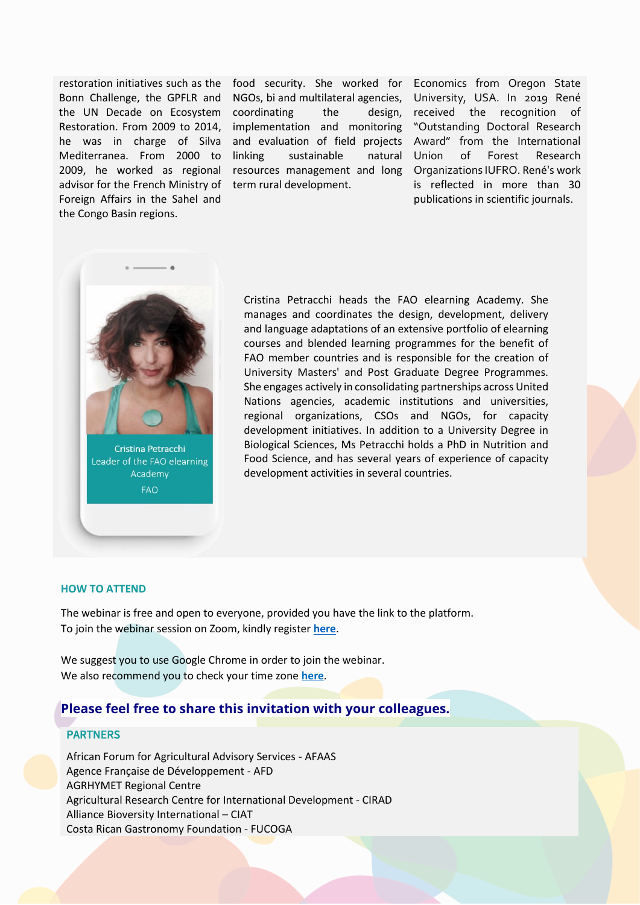restoration initiatives such as the Bonn Challenge, the GPFLR and the UN Decade on Ecosystem Restoration. From 2009 to 2014, he was in charge of Silva Mediterranea. From 2000 to 2009, he worked as regional advisor for the French Ministry of Foreign Affairs in the Sahel and the Congo Basin regions.

food security. She worked for NGOs, bi and multilateral agencies, coordinating the design, implementation and monitoring and evaluation of field projects linking sustainable natural resources management and long term rural development.

Economics from Oregon State University, USA. In 2019 René received the recognition of "Outstanding Doctoral Research Award" from the International Union of Forest Research Organizations IUFRO. René's work is reflected in more than 30 publications in scientific journals.

Cristina Petracchi
Leader of the FAO elearning Academy
FAO

Cristina Petracchi heads the FAO elearning Academy. She manages and coordinates the design, development, delivery and language adaptations of an extensive portfolio of elearning courses and blended learning programmes for the benefit of FAO member countries and is responsible for the creation of University Masters' and Post Graduate Degree Programmes. She engages actively in consolidating partnerships across United Nations agencies, academic institutions and universities, regional organizations, CSOs and NGOs, for capacity development initiatives. In addition to a University Degree in Biological Sciences, Ms Petracchi holds a PhD in Nutrition and Food Science, and has several years of experience of capacity development activities in several countries.

## HOW TO ATTEND

The webinar is free and open to everyone, provided you have the link to the platform.
To join the webinar session on Zoom, kindly register **here**.

We suggest you to use Google Chrome in order to join the webinar.
We also recommend you to check your time zone **here**.

**Please feel free to share this invitation with your colleagues.**

## PARTNERS

African Forum for Agricultural Advisory Services - AFAAS
Agence Française de Développement - AFD
AGRHYMET Regional Centre
Agricultural Research Centre for International Development - CIRAD
Alliance Bioversity International – CIAT
Costa Rican Gastronomy Foundation - FUCOGA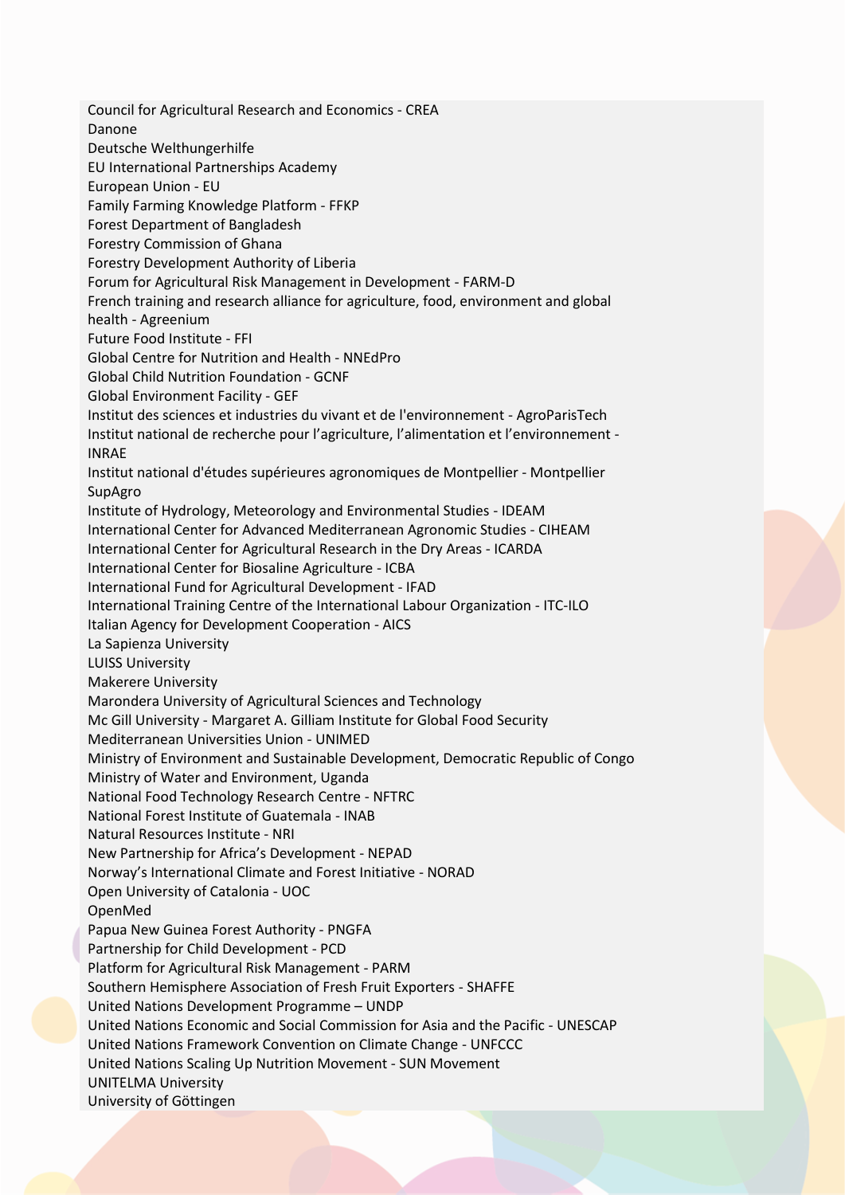Council for Agricultural Research and Economics - CREA
Danone
Deutsche Welthungerhilfe
EU International Partnerships Academy
European Union - EU
Family Farming Knowledge Platform - FFKP
Forest Department of Bangladesh
Forestry Commission of Ghana
Forestry Development Authority of Liberia
Forum for Agricultural Risk Management in Development - FARM-D
French training and research alliance for agriculture, food, environment and global health - Agreenium
Future Food Institute - FFI
Global Centre for Nutrition and Health - NNEdPro
Global Child Nutrition Foundation - GCNF
Global Environment Facility - GEF
Institut des sciences et industries du vivant et de l'environnement - AgroParisTech
Institut national de recherche pour l'agriculture, l'alimentation et l'environnement - INRAE
Institut national d'études supérieures agronomiques de Montpellier - Montpellier SupAgro
Institute of Hydrology, Meteorology and Environmental Studies - IDEAM
International Center for Advanced Mediterranean Agronomic Studies - CIHEAM
International Center for Agricultural Research in the Dry Areas - ICARDA
International Center for Biosaline Agriculture - ICBA
International Fund for Agricultural Development - IFAD
International Training Centre of the International Labour Organization - ITC-ILO
Italian Agency for Development Cooperation - AICS
La Sapienza University
LUISS University
Makerere University
Marondera University of Agricultural Sciences and Technology
Mc Gill University - Margaret A. Gilliam Institute for Global Food Security
Mediterranean Universities Union - UNIMED
Ministry of Environment and Sustainable Development, Democratic Republic of Congo
Ministry of Water and Environment, Uganda
National Food Technology Research Centre - NFTRC
National Forest Institute of Guatemala - INAB
Natural Resources Institute - NRI
New Partnership for Africa's Development - NEPAD
Norway's International Climate and Forest Initiative - NORAD
Open University of Catalonia - UOC
OpenMed
Papua New Guinea Forest Authority - PNGFA
Partnership for Child Development - PCD
Platform for Agricultural Risk Management - PARM
Southern Hemisphere Association of Fresh Fruit Exporters - SHAFFE
United Nations Development Programme – UNDP
United Nations Economic and Social Commission for Asia and the Pacific - UNESCAP
United Nations Framework Convention on Climate Change - UNFCCC
United Nations Scaling Up Nutrition Movement - SUN Movement
UNITELMA University
University of Göttingen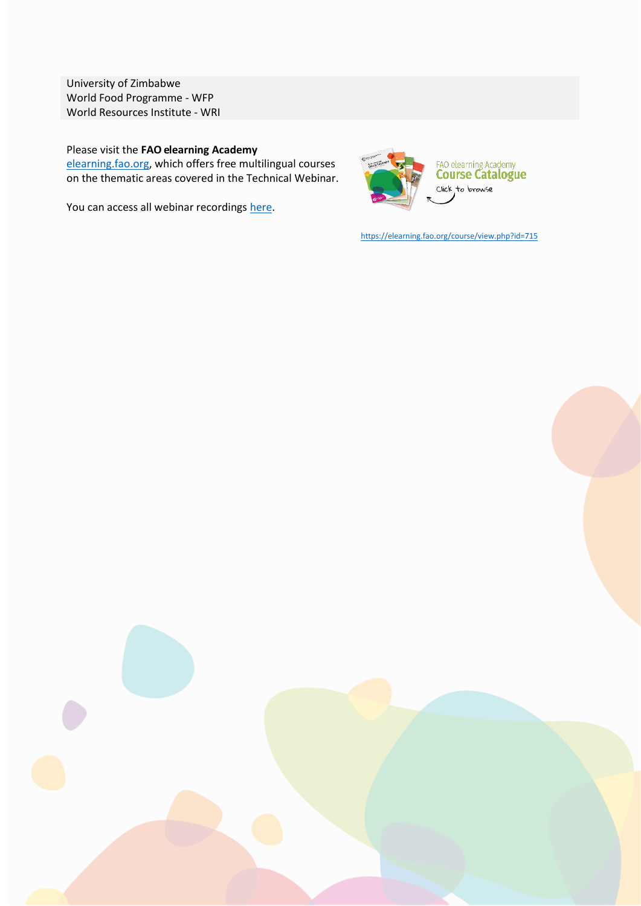University of Zimbabwe
World Food Programme - WFP
World Resources Institute - WRI

Please visit the **FAO elearning Academy** elearning.fao.org, which offers free multilingual courses on the thematic areas covered in the Technical Webinar.

You can access all webinar recordings here.

FAO elearning Academy
Course Catalogue
Click to browse

https://elearning.fao.org/course/view.php?id=715